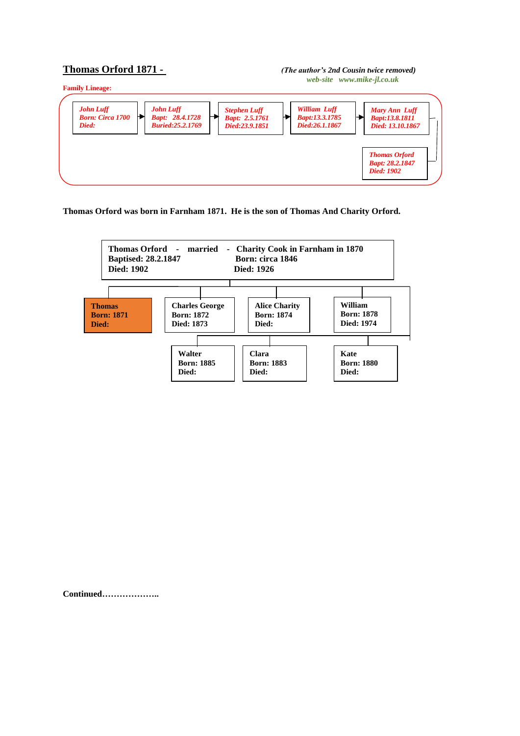## Thomas Orford 1871 -

*(The author's 2nd Cousin twice removed)*
*web-site www.mike-jl.co.uk*

**Family Lineage:**

*John Luff*
*Born: Circa 1700*
*Died:*
→
*John Luff*
*Bapt: 28.4.1728*
*Buried:25.2.1769*
→
*Stephen Luff*
*Bapt: 2.5.1761*
*Died:23.9.1851*
→
*William Luff*
*Bapt:13.3.1785*
*Died:26.1.1867*
→
*Mary Ann Luff*
*Bapt:13.8.1811*
*Died: 13.10.1867*
→
*Thomas Orford*
*Bapt: 28.2.1847*
*Died: 1902*

**Thomas Orford was born in Farnham 1871. He is the son of Thomas And Charity Orford.**

**Thomas Orford - married - Charity Cook in Farnham in 1870**
**Baptised: 28.2.1847** | **Born: circa 1846**
**Died: 1902** | **Died: 1926**

Children:

**Thomas**
**Born: 1871**
**Died:**

**Charles George**
**Born: 1872**
**Died: 1873**

**Alice Charity**
**Born: 1874**
**Died:**

**William**
**Born: 1878**
**Died: 1974**

**Walter**
**Born: 1885**
**Died:**

**Clara**
**Born: 1883**
**Died:**

**Kate**
**Born: 1880**
**Died:**

**Continued………………..**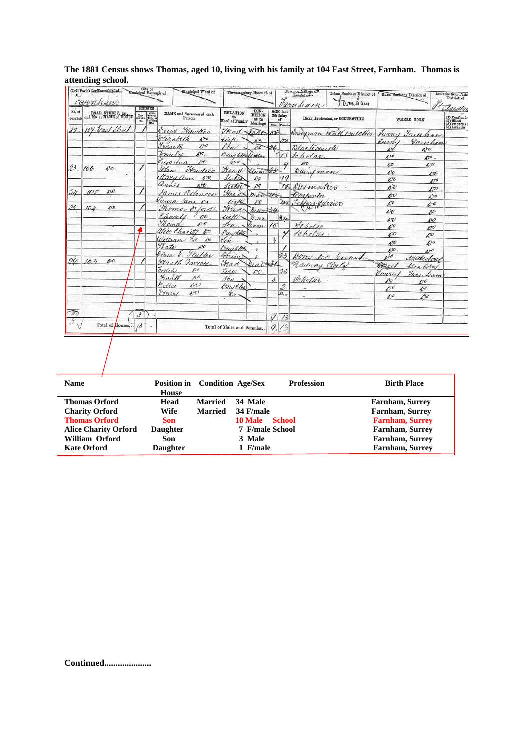**The 1881 Census shows Thomas, aged 10, living with his family at 104 East Street, Farnham. Thomas is attending school.**

| Name | Position in House | Condition | Age/Sex | Profession | Birth Place |
|---|---|---|---|---|---|
| Thomas Orford | Head | Married | 34 Male | | Farnham, Surrey |
| Charity Orford | Wife | Married | 34 F/male | | Farnham, Surrey |
| Thomas Orford | Son | | 10 Male | School | Farnham, Surrey |
| Alice Charity Orford | Daughter | | 7 F/male | School | Farnham, Surrey |
| William Orford | Son | | 3 Male | | Farnham, Surrey |
| Kate Orford | Daughter | | 1 F/male | | Farnham, Surrey |

**Continued.....................**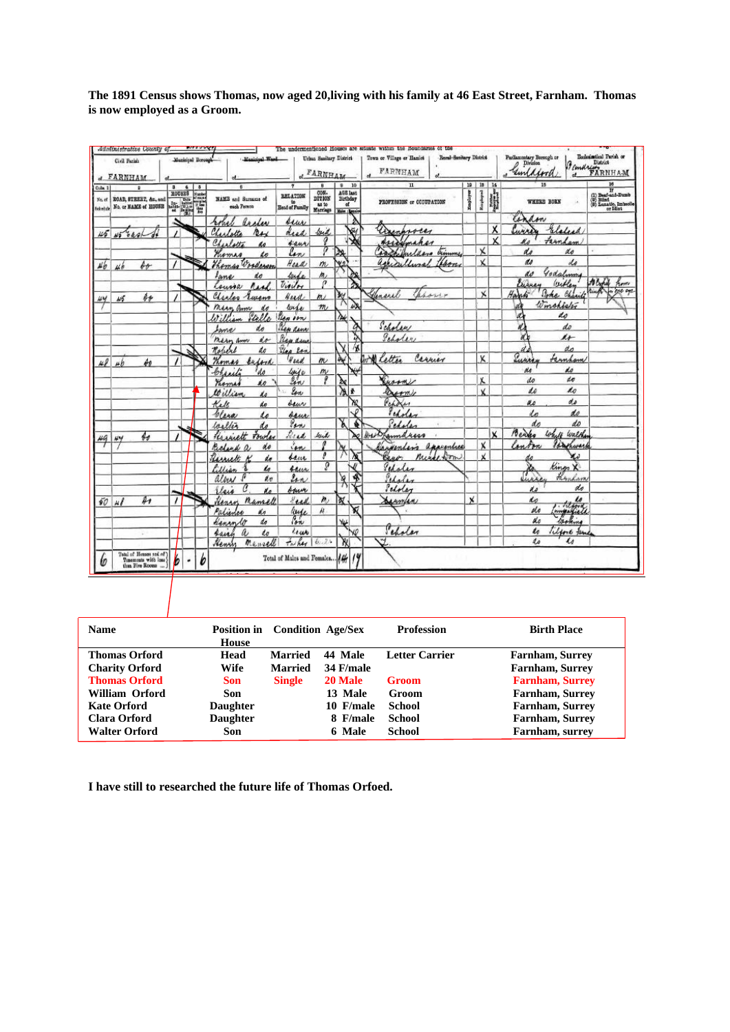**The 1891 Census shows Thomas, now aged 20,living with his family at 46 East Street, Farnham. Thomas is now employed as a Groom.**

| Name | Position in House | Condition | Age/Sex | Profession | Birth Place |
|---|---|---|---|---|---|
| Thomas Orford | Head | Married | 44 Male | Letter Carrier | Farnham, Surrey |
| Charity Orford | Wife | Married | 34 F/male | | Farnham, Surrey |
| Thomas Orford | Son | Single | 20 Male | Groom | Farnham, Surrey |
| William Orford | Son | | 13 Male | Groom | Farnham, Surrey |
| Kate Orford | Daughter | | 10 F/male | School | Farnham, Surrey |
| Clara Orford | Daughter | | 8 F/male | School | Farnham, Surrey |
| Walter Orford | Son | | 6 Male | School | Farnham, surrey |

**I have still to researched the future life of Thomas Orfoed.**